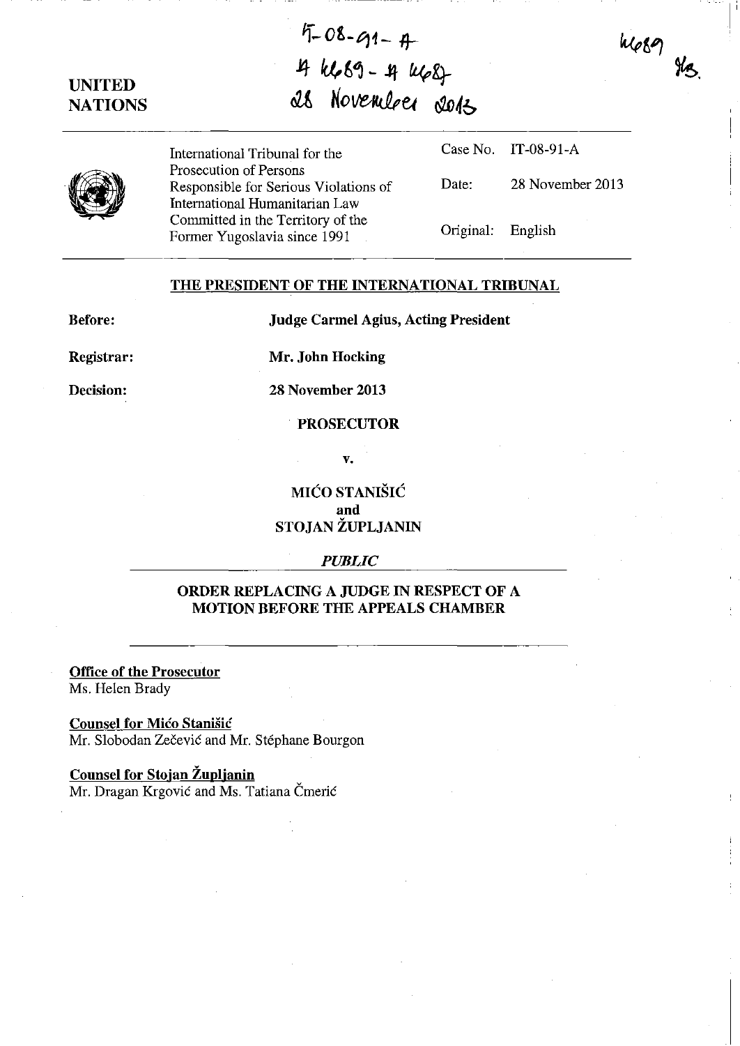IT-08-91-A
A 4689 - A 4687
28 November 2013

4689
MB.

**UNITED NATIONS**

| | | |
|---|---|---|
| International Tribunal for the Prosecution of Persons Responsible for Serious Violations of International Humanitarian Law Committed in the Territory of the Former Yugoslavia since 1991 | Case No. | IT-08-91-A |
| | Date: | 28 November 2013 |
| | Original: | English |

## THE PRESIDENT OF THE INTERNATIONAL TRIBUNAL

**Before:** **Judge Carmel Agius, Acting President**

**Registrar:** **Mr. John Hocking**

**Decision:** **28 November 2013**

**PROSECUTOR**

**v.**

**MIĆO STANIŠIĆ**
**and**
**STOJAN ŽUPLJANIN**

*PUBLIC*

## ORDER REPLACING A JUDGE IN RESPECT OF A MOTION BEFORE THE APPEALS CHAMBER

**Office of the Prosecutor**
Ms. Helen Brady

**Counsel for Mićo Stanišić**
Mr. Slobodan Zečević and Mr. Stéphane Bourgon

**Counsel for Stojan Župljanin**
Mr. Dragan Krgović and Ms. Tatiana Čmerić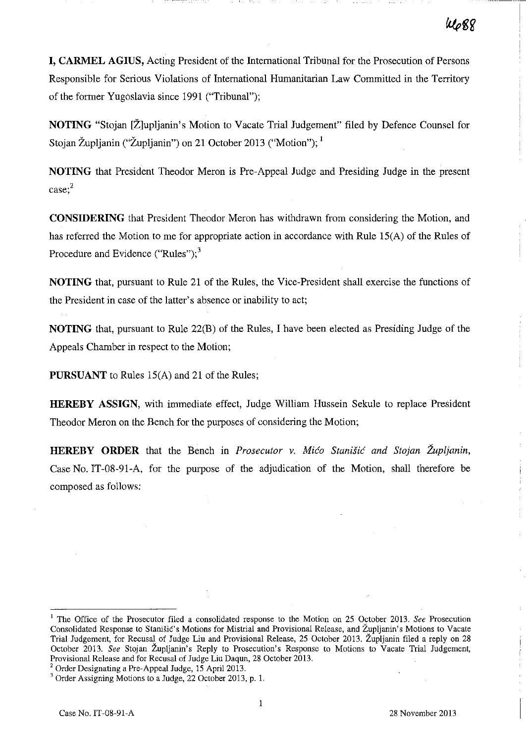**I, CARMEL AGIUS,** Acting President of the International Tribunal for the Prosecution of Persons Responsible for Serious Violations of International Humanitarian Law Committed in the Territory of the former Yugoslavia since 1991 ("Tribunal");

**NOTING** "Stojan [Ž]upljanin's Motion to Vacate Trial Judgement" filed by Defence Counsel for Stojan Župljanin ("Župljanin") on 21 October 2013 ("Motion");[1]

**NOTING** that President Theodor Meron is Pre-Appeal Judge and Presiding Judge in the present case;[2]

**CONSIDERING** that President Theodor Meron has withdrawn from considering the Motion, and has referred the Motion to me for appropriate action in accordance with Rule 15(A) of the Rules of Procedure and Evidence ("Rules");[3]

**NOTING** that, pursuant to Rule 21 of the Rules, the Vice-President shall exercise the functions of the President in case of the latter's absence or inability to act;

**NOTING** that, pursuant to Rule 22(B) of the Rules, I have been elected as Presiding Judge of the Appeals Chamber in respect to the Motion;

**PURSUANT** to Rules 15(A) and 21 of the Rules;

**HEREBY ASSIGN,** with immediate effect, Judge William Hussein Sekule to replace President Theodor Meron on the Bench for the purposes of considering the Motion;

**HEREBY ORDER** that the Bench in *Prosecutor v. Mićo Stanišić and Stojan Župljanin*, Case No. IT-08-91-A, for the purpose of the adjudication of the Motion, shall therefore be composed as follows:

---

[1] The Office of the Prosecutor filed a consolidated response to the Motion on 25 October 2013. *See* Prosecution Consolidated Response to Stanišić's Motions for Mistrial and Provisional Release, and Župljanin's Motions to Vacate Trial Judgement, for Recusal of Judge Liu and Provisional Release, 25 October 2013. Župljanin filed a reply on 28 October 2013. *See* Stojan Župljanin's Reply to Prosecution's Response to Motions to Vacate Trial Judgement, Provisional Release and for Recusal of Judge Liu Daqun, 28 October 2013.

[2] Order Designating a Pre-Appeal Judge, 15 April 2013.

[3] Order Assigning Motions to a Judge, 22 October 2013, p. 1.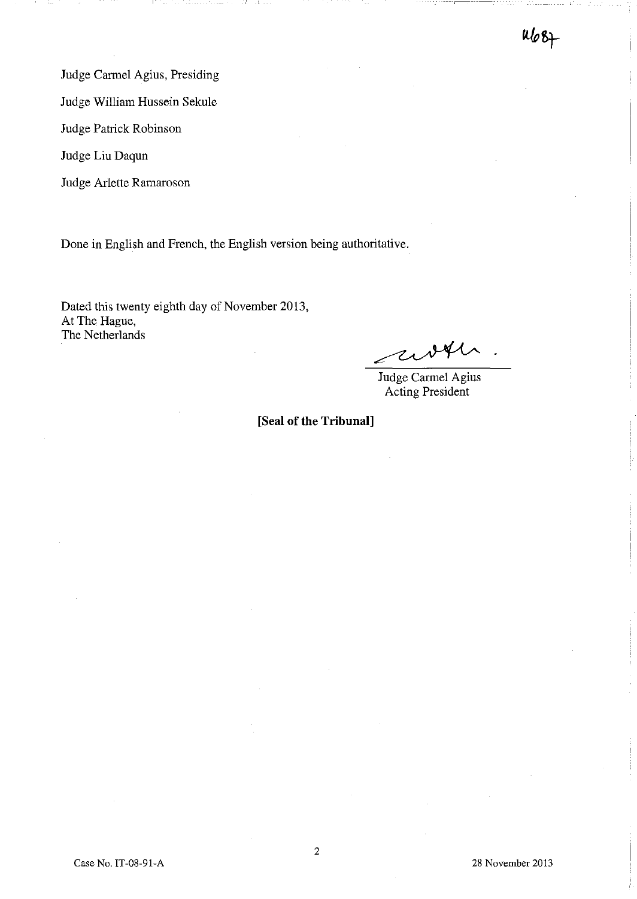Judge Carmel Agius, Presiding

Judge William Hussein Sekule

Judge Patrick Robinson

Judge Liu Daqun

Judge Arlette Ramaroson

Done in English and French, the English version being authoritative.

Dated this twenty eighth day of November 2013,
At The Hague,
The Netherlands

Judge Carmel Agius
Acting President

**[Seal of the Tribunal]**